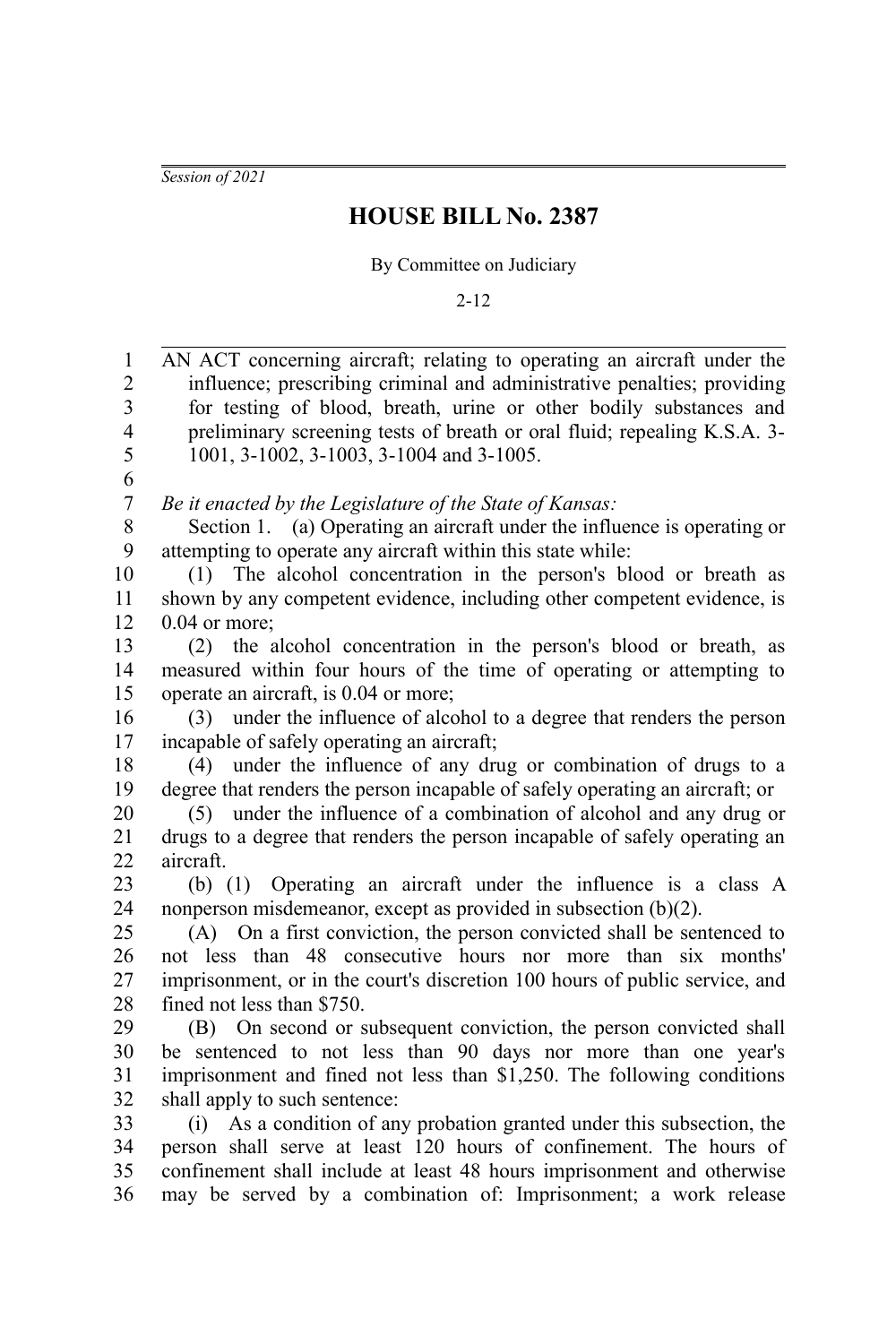*Session of 2021*

# HOUSE BILL No. 2387

By Committee on Judiciary

2-12

AN ACT concerning aircraft; relating to operating an aircraft under the influence; prescribing criminal and administrative penalties; providing for testing of blood, breath, urine or other bodily substances and preliminary screening tests of breath or oral fluid; repealing K.S.A. 3-1001, 3-1002, 3-1003, 3-1004 and 3-1005.

*Be it enacted by the Legislature of the State of Kansas:*

Section 1. (a) Operating an aircraft under the influence is operating or attempting to operate any aircraft within this state while:

(1) The alcohol concentration in the person's blood or breath as shown by any competent evidence, including other competent evidence, is 0.04 or more;

(2) the alcohol concentration in the person's blood or breath, as measured within four hours of the time of operating or attempting to operate an aircraft, is 0.04 or more;

(3) under the influence of alcohol to a degree that renders the person incapable of safely operating an aircraft;

(4) under the influence of any drug or combination of drugs to a degree that renders the person incapable of safely operating an aircraft; or

(5) under the influence of a combination of alcohol and any drug or drugs to a degree that renders the person incapable of safely operating an aircraft.

(b) (1) Operating an aircraft under the influence is a class A nonperson misdemeanor, except as provided in subsection (b)(2).

(A) On a first conviction, the person convicted shall be sentenced to not less than 48 consecutive hours nor more than six months' imprisonment, or in the court's discretion 100 hours of public service, and fined not less than $750.

(B) On second or subsequent conviction, the person convicted shall be sentenced to not less than 90 days nor more than one year's imprisonment and fined not less than $1,250. The following conditions shall apply to such sentence:

(i) As a condition of any probation granted under this subsection, the person shall serve at least 120 hours of confinement. The hours of confinement shall include at least 48 hours imprisonment and otherwise may be served by a combination of: Imprisonment; a work release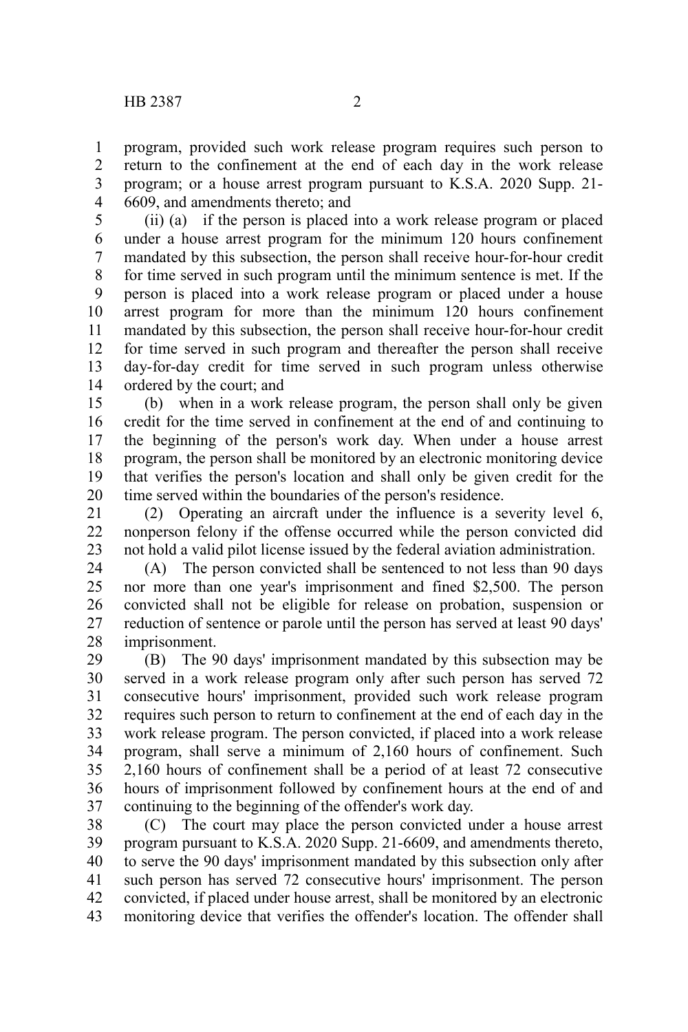program, provided such work release program requires such person to return to the confinement at the end of each day in the work release program; or a house arrest program pursuant to K.S.A. 2020 Supp. 21-6609, and amendments thereto; and

(ii) (a) if the person is placed into a work release program or placed under a house arrest program for the minimum 120 hours confinement mandated by this subsection, the person shall receive hour-for-hour credit for time served in such program until the minimum sentence is met. If the person is placed into a work release program or placed under a house arrest program for more than the minimum 120 hours confinement mandated by this subsection, the person shall receive hour-for-hour credit for time served in such program and thereafter the person shall receive day-for-day credit for time served in such program unless otherwise ordered by the court; and

(b) when in a work release program, the person shall only be given credit for the time served in confinement at the end of and continuing to the beginning of the person's work day. When under a house arrest program, the person shall be monitored by an electronic monitoring device that verifies the person's location and shall only be given credit for the time served within the boundaries of the person's residence.

(2) Operating an aircraft under the influence is a severity level 6, nonperson felony if the offense occurred while the person convicted did not hold a valid pilot license issued by the federal aviation administration.

(A) The person convicted shall be sentenced to not less than 90 days nor more than one year's imprisonment and fined $2,500. The person convicted shall not be eligible for release on probation, suspension or reduction of sentence or parole until the person has served at least 90 days' imprisonment.

(B) The 90 days' imprisonment mandated by this subsection may be served in a work release program only after such person has served 72 consecutive hours' imprisonment, provided such work release program requires such person to return to confinement at the end of each day in the work release program. The person convicted, if placed into a work release program, shall serve a minimum of 2,160 hours of confinement. Such 2,160 hours of confinement shall be a period of at least 72 consecutive hours of imprisonment followed by confinement hours at the end of and continuing to the beginning of the offender's work day.

(C) The court may place the person convicted under a house arrest program pursuant to K.S.A. 2020 Supp. 21-6609, and amendments thereto, to serve the 90 days' imprisonment mandated by this subsection only after such person has served 72 consecutive hours' imprisonment. The person convicted, if placed under house arrest, shall be monitored by an electronic monitoring device that verifies the offender's location. The offender shall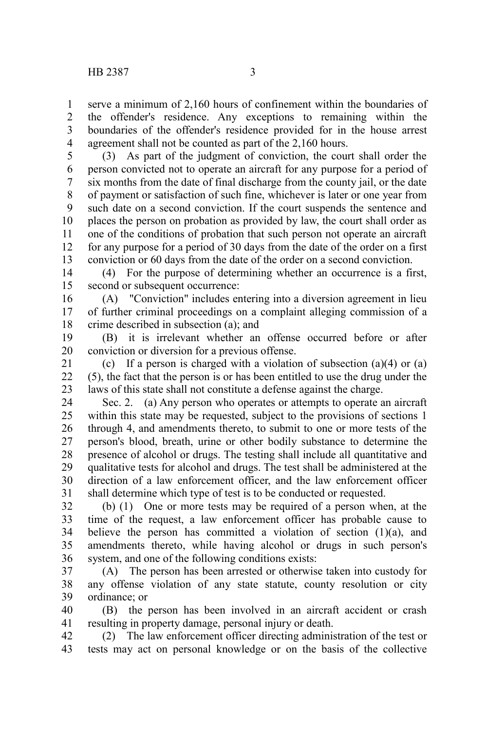serve a minimum of 2,160 hours of confinement within the boundaries of the offender's residence. Any exceptions to remaining within the boundaries of the offender's residence provided for in the house arrest agreement shall not be counted as part of the 2,160 hours.

(3) As part of the judgment of conviction, the court shall order the person convicted not to operate an aircraft for any purpose for a period of six months from the date of final discharge from the county jail, or the date of payment or satisfaction of such fine, whichever is later or one year from such date on a second conviction. If the court suspends the sentence and places the person on probation as provided by law, the court shall order as one of the conditions of probation that such person not operate an aircraft for any purpose for a period of 30 days from the date of the order on a first conviction or 60 days from the date of the order on a second conviction.

(4) For the purpose of determining whether an occurrence is a first, second or subsequent occurrence:

(A) "Conviction" includes entering into a diversion agreement in lieu of further criminal proceedings on a complaint alleging commission of a crime described in subsection (a); and

(B) it is irrelevant whether an offense occurred before or after conviction or diversion for a previous offense.

(c) If a person is charged with a violation of subsection (a)(4) or (a)(5), the fact that the person is or has been entitled to use the drug under the laws of this state shall not constitute a defense against the charge.

Sec. 2. (a) Any person who operates or attempts to operate an aircraft within this state may be requested, subject to the provisions of sections 1 through 4, and amendments thereto, to submit to one or more tests of the person's blood, breath, urine or other bodily substance to determine the presence of alcohol or drugs. The testing shall include all quantitative and qualitative tests for alcohol and drugs. The test shall be administered at the direction of a law enforcement officer, and the law enforcement officer shall determine which type of test is to be conducted or requested.

(b) (1) One or more tests may be required of a person when, at the time of the request, a law enforcement officer has probable cause to believe the person has committed a violation of section (1)(a), and amendments thereto, while having alcohol or drugs in such person's system, and one of the following conditions exists:

(A) The person has been arrested or otherwise taken into custody for any offense violation of any state statute, county resolution or city ordinance; or

(B) the person has been involved in an aircraft accident or crash resulting in property damage, personal injury or death.

(2) The law enforcement officer directing administration of the test or tests may act on personal knowledge or on the basis of the collective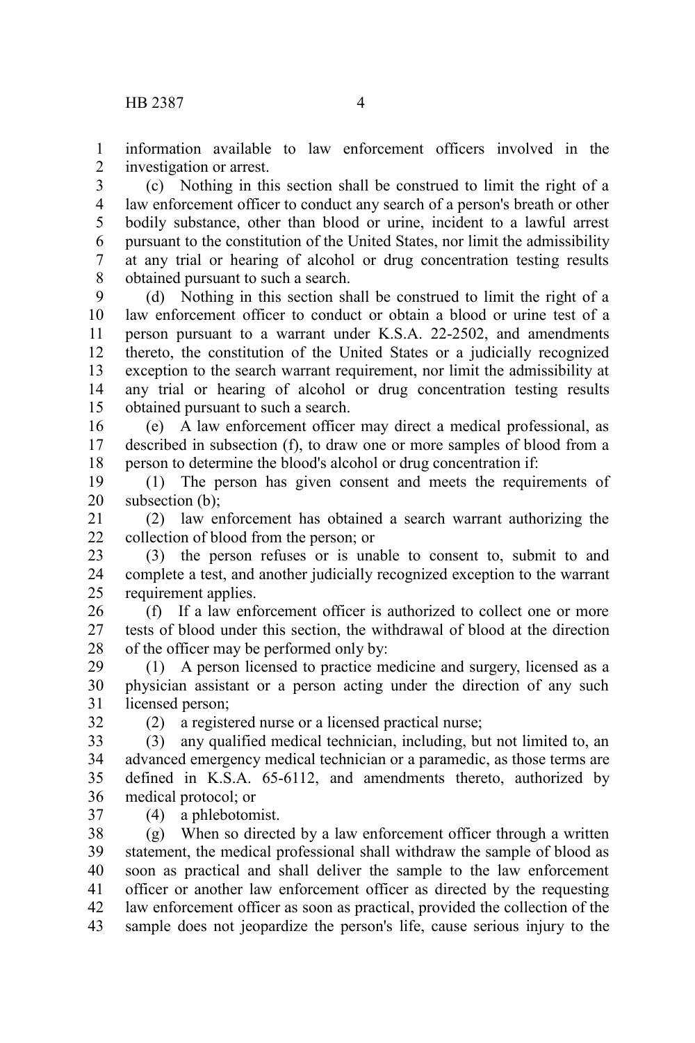information available to law enforcement officers involved in the investigation or arrest.

(c) Nothing in this section shall be construed to limit the right of a law enforcement officer to conduct any search of a person's breath or other bodily substance, other than blood or urine, incident to a lawful arrest pursuant to the constitution of the United States, nor limit the admissibility at any trial or hearing of alcohol or drug concentration testing results obtained pursuant to such a search.

(d) Nothing in this section shall be construed to limit the right of a law enforcement officer to conduct or obtain a blood or urine test of a person pursuant to a warrant under K.S.A. 22-2502, and amendments thereto, the constitution of the United States or a judicially recognized exception to the search warrant requirement, nor limit the admissibility at any trial or hearing of alcohol or drug concentration testing results obtained pursuant to such a search.

(e) A law enforcement officer may direct a medical professional, as described in subsection (f), to draw one or more samples of blood from a person to determine the blood's alcohol or drug concentration if:

(1) The person has given consent and meets the requirements of subsection (b);

(2) law enforcement has obtained a search warrant authorizing the collection of blood from the person; or

(3) the person refuses or is unable to consent to, submit to and complete a test, and another judicially recognized exception to the warrant requirement applies.

(f) If a law enforcement officer is authorized to collect one or more tests of blood under this section, the withdrawal of blood at the direction of the officer may be performed only by:

(1) A person licensed to practice medicine and surgery, licensed as a physician assistant or a person acting under the direction of any such licensed person;

(2) a registered nurse or a licensed practical nurse;

(3) any qualified medical technician, including, but not limited to, an advanced emergency medical technician or a paramedic, as those terms are defined in K.S.A. 65-6112, and amendments thereto, authorized by medical protocol; or

(4) a phlebotomist.

(g) When so directed by a law enforcement officer through a written statement, the medical professional shall withdraw the sample of blood as soon as practical and shall deliver the sample to the law enforcement officer or another law enforcement officer as directed by the requesting law enforcement officer as soon as practical, provided the collection of the sample does not jeopardize the person's life, cause serious injury to the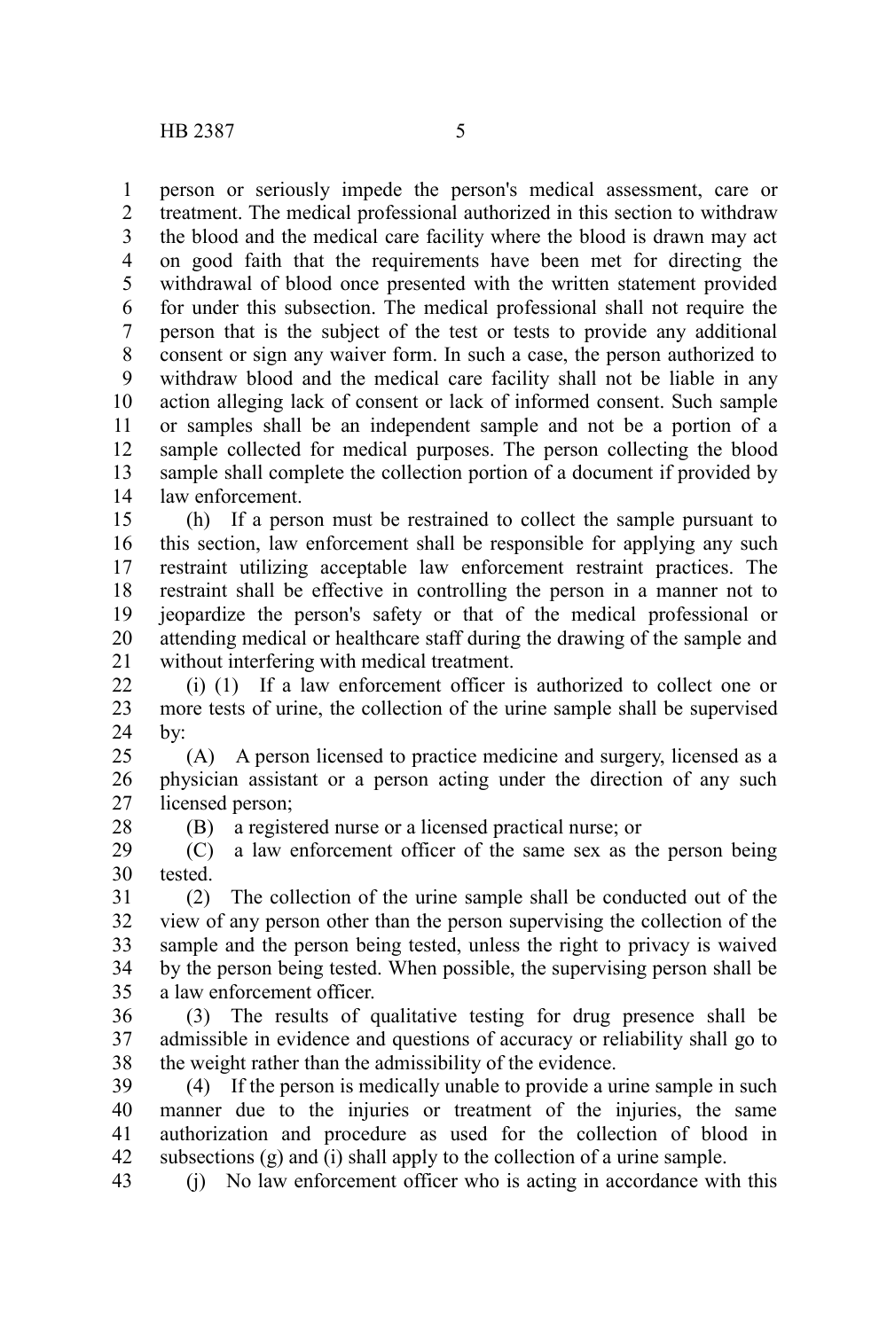person or seriously impede the person's medical assessment, care or treatment. The medical professional authorized in this section to withdraw the blood and the medical care facility where the blood is drawn may act on good faith that the requirements have been met for directing the withdrawal of blood once presented with the written statement provided for under this subsection. The medical professional shall not require the person that is the subject of the test or tests to provide any additional consent or sign any waiver form. In such a case, the person authorized to withdraw blood and the medical care facility shall not be liable in any action alleging lack of consent or lack of informed consent. Such sample or samples shall be an independent sample and not be a portion of a sample collected for medical purposes. The person collecting the blood sample shall complete the collection portion of a document if provided by law enforcement.

(h) If a person must be restrained to collect the sample pursuant to this section, law enforcement shall be responsible for applying any such restraint utilizing acceptable law enforcement restraint practices. The restraint shall be effective in controlling the person in a manner not to jeopardize the person's safety or that of the medical professional or attending medical or healthcare staff during the drawing of the sample and without interfering with medical treatment.

(i) (1) If a law enforcement officer is authorized to collect one or more tests of urine, the collection of the urine sample shall be supervised by:

(A) A person licensed to practice medicine and surgery, licensed as a physician assistant or a person acting under the direction of any such licensed person;

(B) a registered nurse or a licensed practical nurse; or

(C) a law enforcement officer of the same sex as the person being tested.

(2) The collection of the urine sample shall be conducted out of the view of any person other than the person supervising the collection of the sample and the person being tested, unless the right to privacy is waived by the person being tested. When possible, the supervising person shall be a law enforcement officer.

(3) The results of qualitative testing for drug presence shall be admissible in evidence and questions of accuracy or reliability shall go to the weight rather than the admissibility of the evidence.

(4) If the person is medically unable to provide a urine sample in such manner due to the injuries or treatment of the injuries, the same authorization and procedure as used for the collection of blood in subsections (g) and (i) shall apply to the collection of a urine sample.

(j) No law enforcement officer who is acting in accordance with this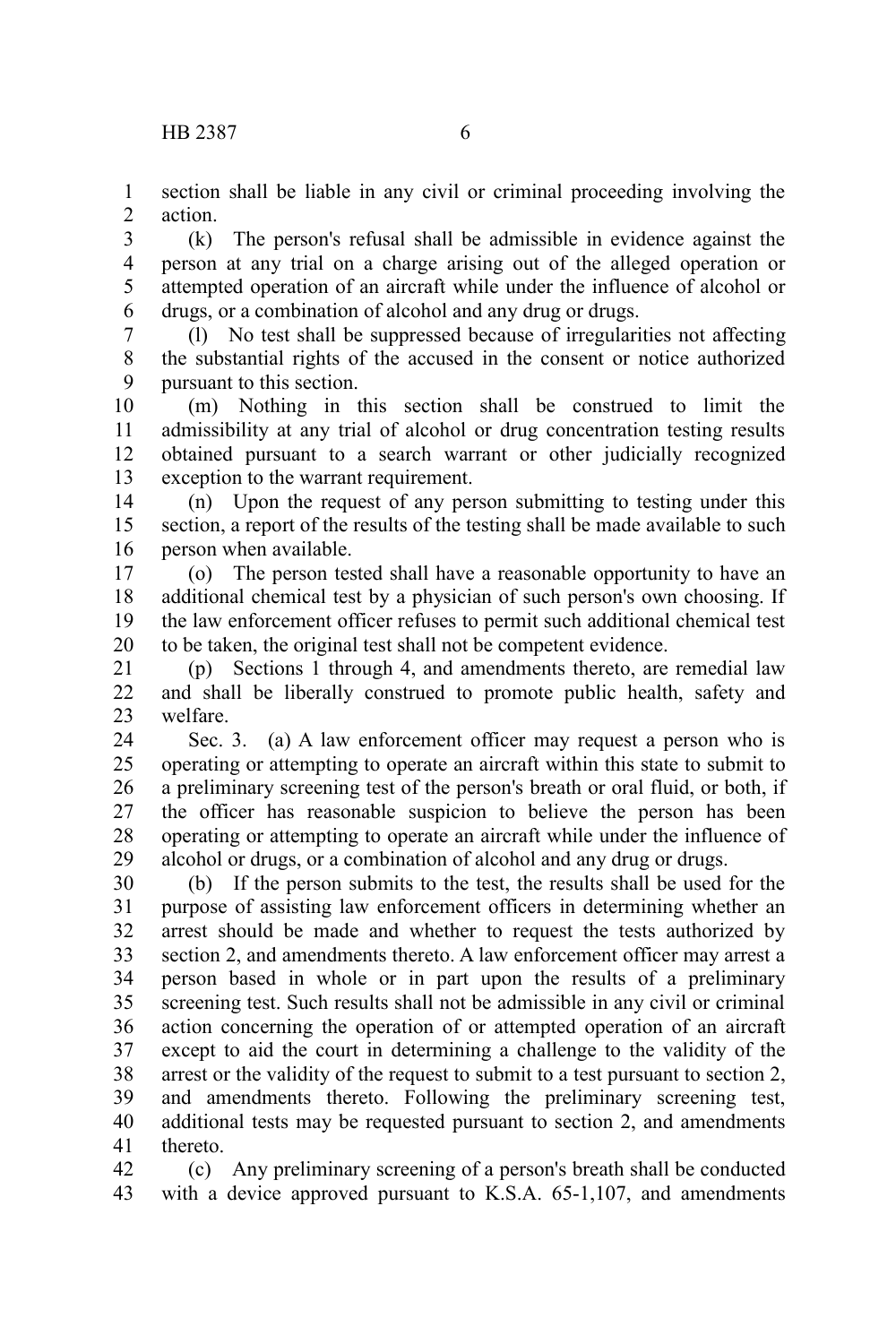section shall be liable in any civil or criminal proceeding involving the action.

(k) The person's refusal shall be admissible in evidence against the person at any trial on a charge arising out of the alleged operation or attempted operation of an aircraft while under the influence of alcohol or drugs, or a combination of alcohol and any drug or drugs.

(l) No test shall be suppressed because of irregularities not affecting the substantial rights of the accused in the consent or notice authorized pursuant to this section.

(m) Nothing in this section shall be construed to limit the admissibility at any trial of alcohol or drug concentration testing results obtained pursuant to a search warrant or other judicially recognized exception to the warrant requirement.

(n) Upon the request of any person submitting to testing under this section, a report of the results of the testing shall be made available to such person when available.

(o) The person tested shall have a reasonable opportunity to have an additional chemical test by a physician of such person's own choosing. If the law enforcement officer refuses to permit such additional chemical test to be taken, the original test shall not be competent evidence.

(p) Sections 1 through 4, and amendments thereto, are remedial law and shall be liberally construed to promote public health, safety and welfare.

Sec. 3. (a) A law enforcement officer may request a person who is operating or attempting to operate an aircraft within this state to submit to a preliminary screening test of the person's breath or oral fluid, or both, if the officer has reasonable suspicion to believe the person has been operating or attempting to operate an aircraft while under the influence of alcohol or drugs, or a combination of alcohol and any drug or drugs.

(b) If the person submits to the test, the results shall be used for the purpose of assisting law enforcement officers in determining whether an arrest should be made and whether to request the tests authorized by section 2, and amendments thereto. A law enforcement officer may arrest a person based in whole or in part upon the results of a preliminary screening test. Such results shall not be admissible in any civil or criminal action concerning the operation of or attempted operation of an aircraft except to aid the court in determining a challenge to the validity of the arrest or the validity of the request to submit to a test pursuant to section 2, and amendments thereto. Following the preliminary screening test, additional tests may be requested pursuant to section 2, and amendments thereto.

(c) Any preliminary screening of a person's breath shall be conducted with a device approved pursuant to K.S.A. 65-1,107, and amendments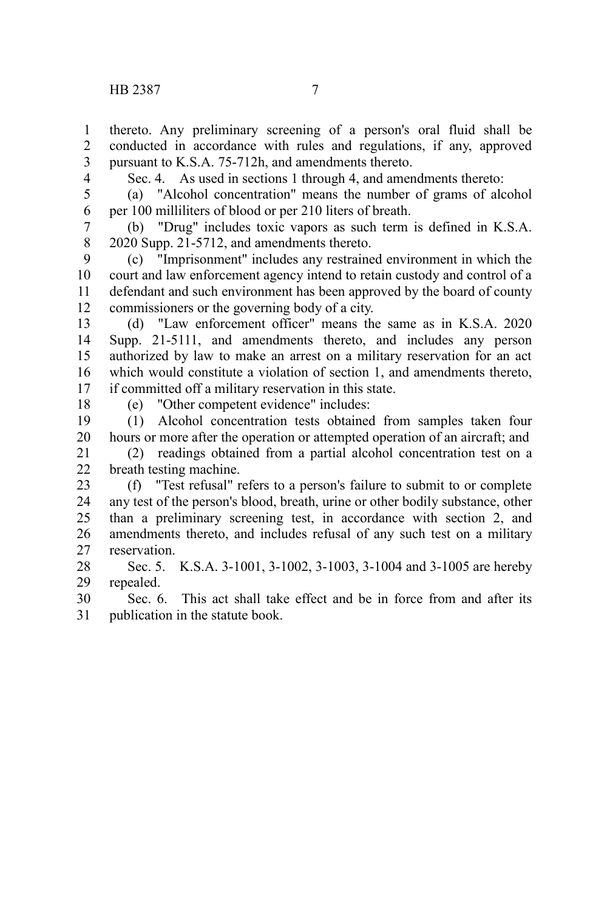thereto. Any preliminary screening of a person's oral fluid shall be conducted in accordance with rules and regulations, if any, approved pursuant to K.S.A. 75-712h, and amendments thereto.

Sec. 4. As used in sections 1 through 4, and amendments thereto:

(a) "Alcohol concentration" means the number of grams of alcohol per 100 milliliters of blood or per 210 liters of breath.

(b) "Drug" includes toxic vapors as such term is defined in K.S.A. 2020 Supp. 21-5712, and amendments thereto.

(c) "Imprisonment" includes any restrained environment in which the court and law enforcement agency intend to retain custody and control of a defendant and such environment has been approved by the board of county commissioners or the governing body of a city.

(d) "Law enforcement officer" means the same as in K.S.A. 2020 Supp. 21-5111, and amendments thereto, and includes any person authorized by law to make an arrest on a military reservation for an act which would constitute a violation of section 1, and amendments thereto, if committed off a military reservation in this state.

(e) "Other competent evidence" includes:

(1) Alcohol concentration tests obtained from samples taken four hours or more after the operation or attempted operation of an aircraft; and

(2) readings obtained from a partial alcohol concentration test on a breath testing machine.

(f) "Test refusal" refers to a person's failure to submit to or complete any test of the person's blood, breath, urine or other bodily substance, other than a preliminary screening test, in accordance with section 2, and amendments thereto, and includes refusal of any such test on a military reservation.

Sec. 5. K.S.A. 3-1001, 3-1002, 3-1003, 3-1004 and 3-1005 are hereby repealed.

Sec. 6. This act shall take effect and be in force from and after its publication in the statute book.